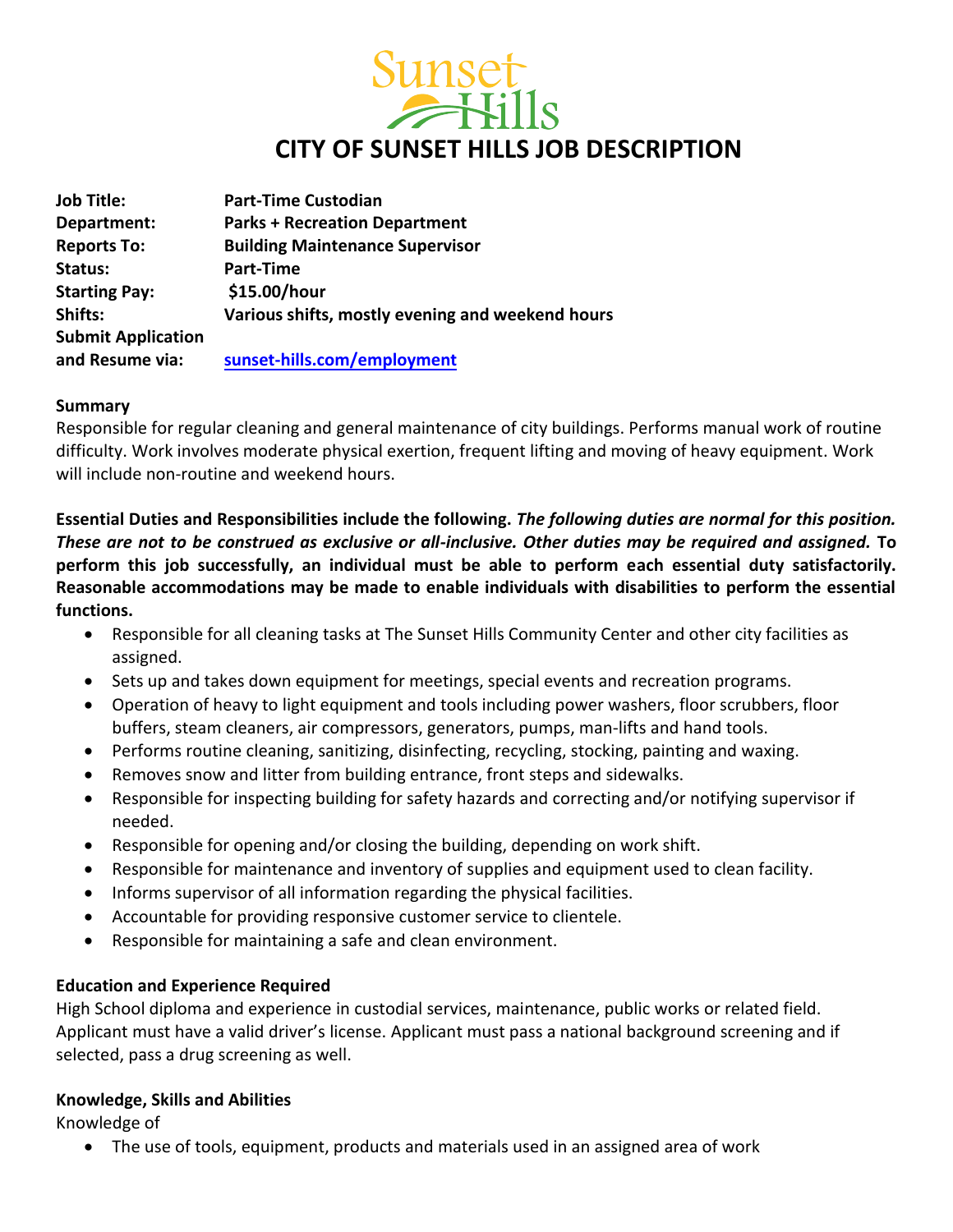Sunset Hills

# CITY OF SUNSET HILLS JOB DESCRIPTION

| | |
|---|---|
| **Job Title:** | **Part-Time Custodian** |
| **Department:** | **Parks + Recreation Department** |
| **Reports To:** | **Building Maintenance Supervisor** |
| **Status:** | **Part-Time** |
| **Starting Pay:** | **$15.00/hour** |
| **Shifts:** | **Various shifts, mostly evening and weekend hours** |
| **Submit Application and Resume via:** | **sunset-hills.com/employment** |

**Summary**

Responsible for regular cleaning and general maintenance of city buildings. Performs manual work of routine difficulty. Work involves moderate physical exertion, frequent lifting and moving of heavy equipment. Work will include non-routine and weekend hours.

**Essential Duties and Responsibilities include the following.** ***The following duties are normal for this position. These are not to be construed as exclusive or all-inclusive. Other duties may be required and assigned.*** **To perform this job successfully, an individual must be able to perform each essential duty satisfactorily. Reasonable accommodations may be made to enable individuals with disabilities to perform the essential functions.**

- Responsible for all cleaning tasks at The Sunset Hills Community Center and other city facilities as assigned.
- Sets up and takes down equipment for meetings, special events and recreation programs.
- Operation of heavy to light equipment and tools including power washers, floor scrubbers, floor buffers, steam cleaners, air compressors, generators, pumps, man-lifts and hand tools.
- Performs routine cleaning, sanitizing, disinfecting, recycling, stocking, painting and waxing.
- Removes snow and litter from building entrance, front steps and sidewalks.
- Responsible for inspecting building for safety hazards and correcting and/or notifying supervisor if needed.
- Responsible for opening and/or closing the building, depending on work shift.
- Responsible for maintenance and inventory of supplies and equipment used to clean facility.
- Informs supervisor of all information regarding the physical facilities.
- Accountable for providing responsive customer service to clientele.
- Responsible for maintaining a safe and clean environment.

**Education and Experience Required**

High School diploma and experience in custodial services, maintenance, public works or related field. Applicant must have a valid driver's license. Applicant must pass a national background screening and if selected, pass a drug screening as well.

**Knowledge, Skills and Abilities**

Knowledge of

- The use of tools, equipment, products and materials used in an assigned area of work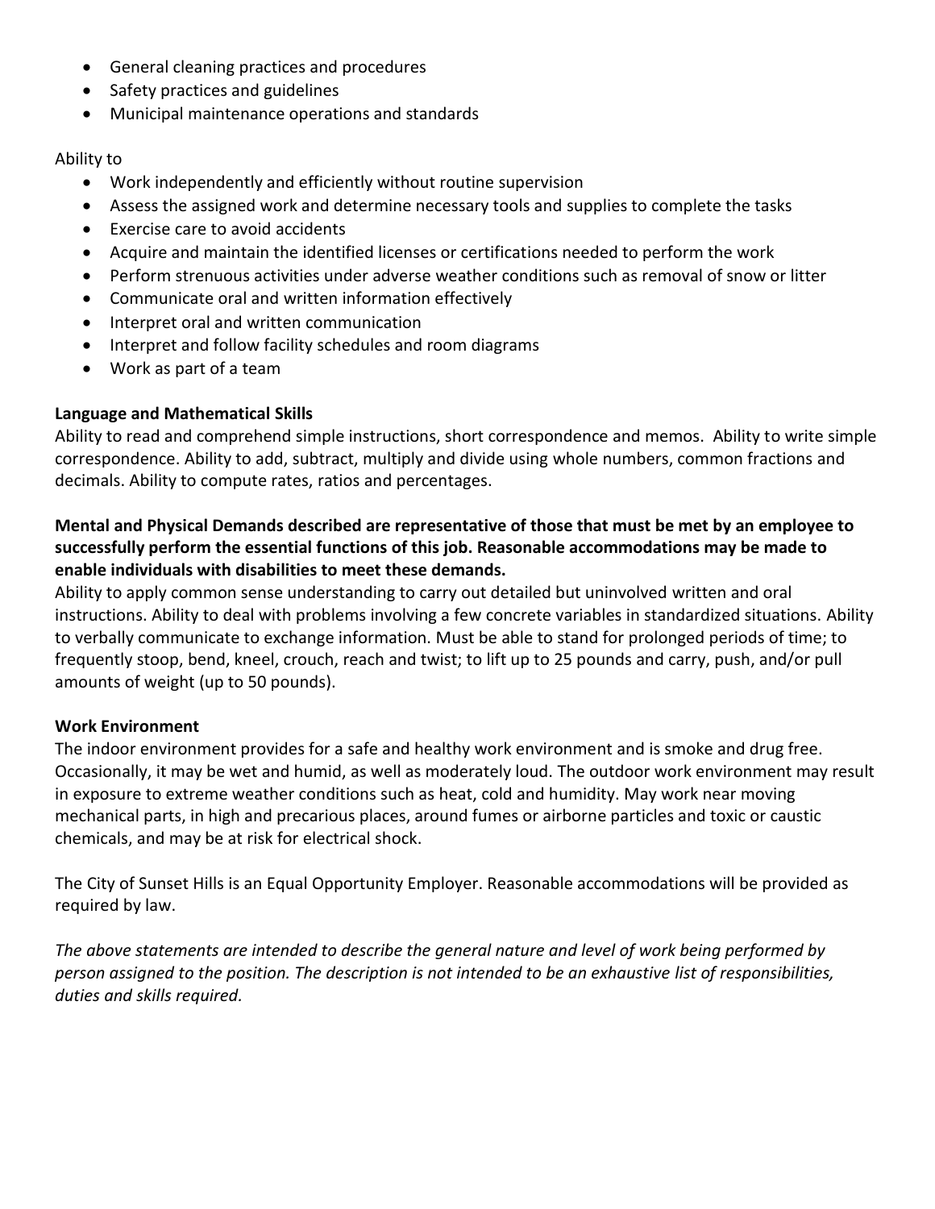- General cleaning practices and procedures
- Safety practices and guidelines
- Municipal maintenance operations and standards

Ability to

- Work independently and efficiently without routine supervision
- Assess the assigned work and determine necessary tools and supplies to complete the tasks
- Exercise care to avoid accidents
- Acquire and maintain the identified licenses or certifications needed to perform the work
- Perform strenuous activities under adverse weather conditions such as removal of snow or litter
- Communicate oral and written information effectively
- Interpret oral and written communication
- Interpret and follow facility schedules and room diagrams
- Work as part of a team

**Language and Mathematical Skills**

Ability to read and comprehend simple instructions, short correspondence and memos. Ability to write simple correspondence. Ability to add, subtract, multiply and divide using whole numbers, common fractions and decimals. Ability to compute rates, ratios and percentages.

**Mental and Physical Demands described are representative of those that must be met by an employee to successfully perform the essential functions of this job. Reasonable accommodations may be made to enable individuals with disabilities to meet these demands.**

Ability to apply common sense understanding to carry out detailed but uninvolved written and oral instructions. Ability to deal with problems involving a few concrete variables in standardized situations. Ability to verbally communicate to exchange information. Must be able to stand for prolonged periods of time; to frequently stoop, bend, kneel, crouch, reach and twist; to lift up to 25 pounds and carry, push, and/or pull amounts of weight (up to 50 pounds).

**Work Environment**

The indoor environment provides for a safe and healthy work environment and is smoke and drug free. Occasionally, it may be wet and humid, as well as moderately loud. The outdoor work environment may result in exposure to extreme weather conditions such as heat, cold and humidity. May work near moving mechanical parts, in high and precarious places, around fumes or airborne particles and toxic or caustic chemicals, and may be at risk for electrical shock.

The City of Sunset Hills is an Equal Opportunity Employer. Reasonable accommodations will be provided as required by law.

*The above statements are intended to describe the general nature and level of work being performed by person assigned to the position. The description is not intended to be an exhaustive list of responsibilities, duties and skills required.*